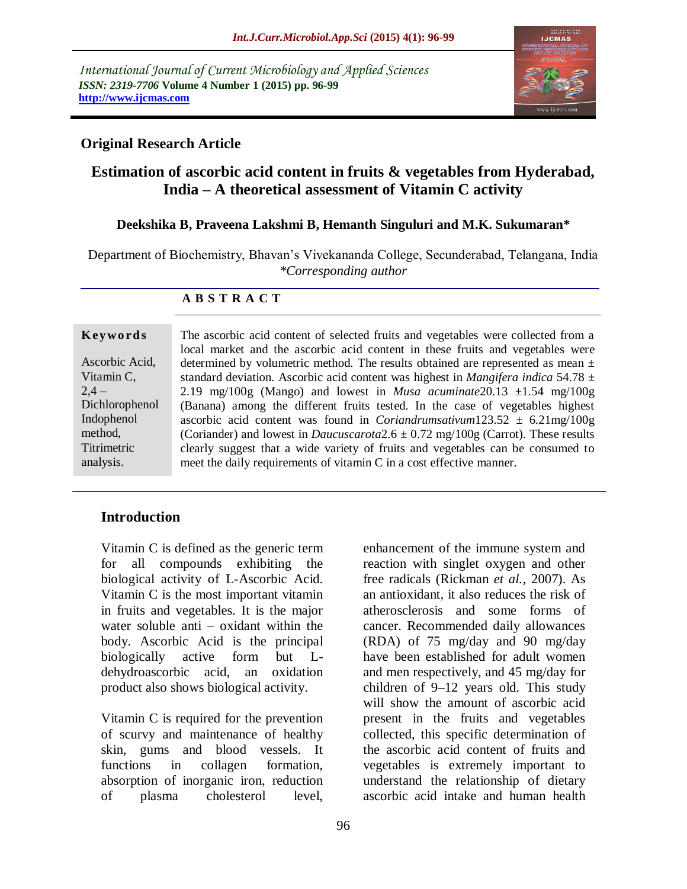International Journal of Current Microbiology and Applied Sciences
*ISSN: 2319-7706* **Volume 4 Number 1 (2015) pp. 96-99**
**http://www.ijcmas.com**

**Original Research Article**

# Estimation of ascorbic acid content in fruits & vegetables from Hyderabad, India – A theoretical assessment of Vitamin C activity

**Deekshika B, Praveena Lakshmi B, Hemanth Singuluri and M.K. Sukumaran\***

Department of Biochemistry, Bhavan's Vivekananda College, Secunderabad, Telangana, India
*\*Corresponding author*

## A B S T R A C T

**Keywords**

Ascorbic Acid, Vitamin C, 2,4 – Dichlorophenol Indophenol method, Titrimetric analysis.

The ascorbic acid content of selected fruits and vegetables were collected from a local market and the ascorbic acid content in these fruits and vegetables were determined by volumetric method. The results obtained are represented as mean ± standard deviation. Ascorbic acid content was highest in *Mangifera indica* 54.78 ± 2.19 mg/100g (Mango) and lowest in *Musa acuminate*20.13 ±1.54 mg/100g (Banana) among the different fruits tested. In the case of vegetables highest ascorbic acid content was found in *Coriandrumsativum*123.52 ± 6.21mg/100g (Coriander) and lowest in *Daucuscarota*2.6 ± 0.72 mg/100g (Carrot). These results clearly suggest that a wide variety of fruits and vegetables can be consumed to meet the daily requirements of vitamin C in a cost effective manner.

## Introduction

Vitamin C is defined as the generic term for all compounds exhibiting the biological activity of L-Ascorbic Acid. Vitamin C is the most important vitamin in fruits and vegetables. It is the major water soluble anti – oxidant within the body. Ascorbic Acid is the principal biologically active form but L-dehydroascorbic acid, an oxidation product also shows biological activity.

Vitamin C is required for the prevention of scurvy and maintenance of healthy skin, gums and blood vessels. It functions in collagen formation, absorption of inorganic iron, reduction of plasma cholesterol level, enhancement of the immune system and reaction with singlet oxygen and other free radicals (Rickman *et al.,* 2007). As an antioxidant, it also reduces the risk of atherosclerosis and some forms of cancer. Recommended daily allowances (RDA) of 75 mg/day and 90 mg/day have been established for adult women and men respectively, and 45 mg/day for children of 9–12 years old. This study will show the amount of ascorbic acid present in the fruits and vegetables collected, this specific determination of the ascorbic acid content of fruits and vegetables is extremely important to understand the relationship of dietary ascorbic acid intake and human health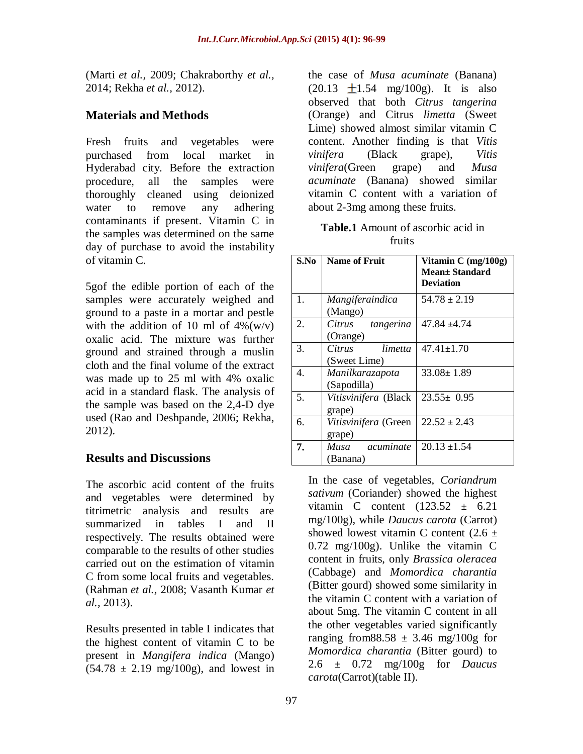(Marti *et al.,* 2009; Chakraborthy *et al.,* 2014; Rekha *et al.,* 2012).

## Materials and Methods

Fresh fruits and vegetables were purchased from local market in Hyderabad city. Before the extraction procedure, all the samples were thoroughly cleaned using deionized water to remove any adhering contaminants if present. Vitamin C in the samples was determined on the same day of purchase to avoid the instability of vitamin C.

5gof the edible portion of each of the samples were accurately weighed and ground to a paste in a mortar and pestle with the addition of 10 ml of 4%(w/v) oxalic acid. The mixture was further ground and strained through a muslin cloth and the final volume of the extract was made up to 25 ml with 4% oxalic acid in a standard flask. The analysis of the sample was based on the 2,4-D dye used (Rao and Deshpande, 2006; Rekha, 2012).

## Results and Discussions

The ascorbic acid content of the fruits and vegetables were determined by titrimetric analysis and results are summarized in tables I and II respectively. The results obtained were comparable to the results of other studies carried out on the estimation of vitamin C from some local fruits and vegetables. (Rahman *et al.,* 2008; Vasanth Kumar *et al.,* 2013).

Results presented in table I indicates that the highest content of vitamin C to be present in *Mangifera indica* (Mango) (54.78 ± 2.19 mg/100g), and lowest in the case of *Musa acuminate* (Banana) (20.13 ±1.54 mg/100g). It is also observed that both *Citrus tangerina* (Orange) and Citrus *limetta* (Sweet Lime) showed almost similar vitamin C content. Another finding is that *Vitis vinifera* (Black grape), *Vitis vinifera*(Green grape) and *Musa acuminate* (Banana) showed similar vitamin C content with a variation of about 2-3mg among these fruits.

**Table.1** Amount of ascorbic acid in fruits

| S.No | Name of Fruit | Vitamin C (mg/100g) Mean± Standard Deviation |
|---|---|---|
| 1. | *Mangiferaindica* (Mango) | 54.78 ± 2.19 |
| 2. | *Citrus tangerina* (Orange) | 47.84 ±4.74 |
| 3. | *Citrus limetta* (Sweet Lime) | 47.41±1.70 |
| 4. | *Manilkarazapota* (Sapodilla) | 33.08± 1.89 |
| 5. | *Vitisvinifera* (Black grape) | 23.55± 0.95 |
| 6. | *Vitisvinifera* (Green grape) | 22.52 ± 2.43 |
| **7.** | *Musa acuminate* (Banana) | 20.13 ±1.54 |

In the case of vegetables, *Coriandrum sativum* (Coriander) showed the highest vitamin C content (123.52 ± 6.21 mg/100g), while *Daucus carota* (Carrot) showed lowest vitamin C content (2.6 ± 0.72 mg/100g). Unlike the vitamin C content in fruits, only *Brassica oleracea* (Cabbage) and *Momordica charantia* (Bitter gourd) showed some similarity in the vitamin C content with a variation of about 5mg. The vitamin C content in all the other vegetables varied significantly ranging from88.58 ± 3.46 mg/100g for *Momordica charantia* (Bitter gourd) to 2.6 ± 0.72 mg/100g for *Daucus carota*(Carrot)(table II).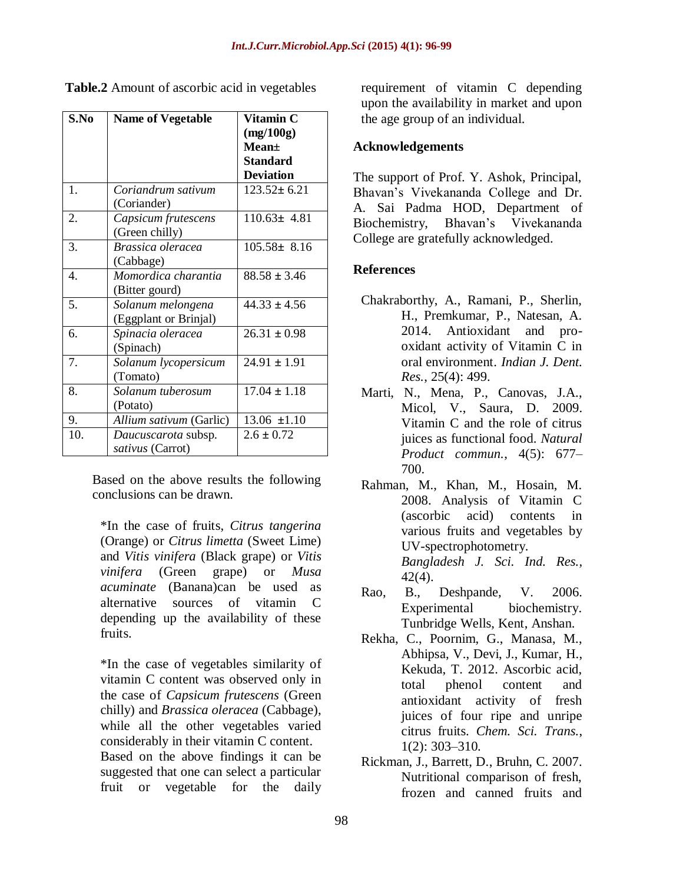**Table.2** Amount of ascorbic acid in vegetables

| S.No | Name of Vegetable | Vitamin C (mg/100g) Mean± Standard Deviation |
|---|---|---|
| 1. | *Coriandrum sativum* (Coriander) | 123.52± 6.21 |
| 2. | *Capsicum frutescens* (Green chilly) | 110.63± 4.81 |
| 3. | *Brassica oleracea* (Cabbage) | 105.58± 8.16 |
| 4. | *Momordica charantia* (Bitter gourd) | 88.58 ± 3.46 |
| 5. | *Solanum melongena* (Eggplant or Brinjal) | 44.33 ± 4.56 |
| 6. | *Spinacia oleracea* (Spinach) | 26.31 ± 0.98 |
| 7. | *Solanum lycopersicum* (Tomato) | 24.91 ± 1.91 |
| 8. | *Solanum tuberosum* (Potato) | 17.04 ± 1.18 |
| 9. | *Allium sativum* (Garlic) | 13.06 ±1.10 |
| 10. | *Daucuscarota* subsp. *sativus* (Carrot) | 2.6 ± 0.72 |

Based on the above results the following conclusions can be drawn.

*In the case of fruits, *Citrus tangerina* (Orange) or *Citrus limetta* (Sweet Lime) and *Vitis vinifera* (Black grape) or *Vitis vinifera* (Green grape) or *Musa acuminate* (Banana)can be used as alternative sources of vitamin C depending up the availability of these fruits.

*In the case of vegetables similarity of vitamin C content was observed only in the case of *Capsicum frutescens* (Green chilly) and *Brassica oleracea* (Cabbage), while all the other vegetables varied considerably in their vitamin C content.
Based on the above findings it can be suggested that one can select a particular fruit or vegetable for the daily requirement of vitamin C depending upon the availability in market and upon the age group of an individual.

## Acknowledgements

The support of Prof. Y. Ashok, Principal, Bhavan's Vivekananda College and Dr. A. Sai Padma HOD, Department of Biochemistry, Bhavan's Vivekananda College are gratefully acknowledged.

## References

Chakraborthy, A., Ramani, P., Sherlin, H., Premkumar, P., Natesan, A. 2014. Antioxidant and pro-oxidant activity of Vitamin C in oral environment. *Indian J. Dent. Res.*, 25(4): 499.

Marti, N., Mena, P., Canovas, J.A., Micol, V., Saura, D. 2009. Vitamin C and the role of citrus juices as functional food. *Natural Product commun.*, 4(5): 677–700.

Rahman, M., Khan, M., Hosain, M. 2008. Analysis of Vitamin C (ascorbic acid) contents in various fruits and vegetables by UV-spectrophotometry. *Bangladesh J. Sci. Ind. Res.*, 42(4).

Rao, B., Deshpande, V. 2006. Experimental biochemistry. Tunbridge Wells, Kent, Anshan.

Rekha, C., Poornim, G., Manasa, M., Abhipsa, V., Devi, J., Kumar, H., Kekuda, T. 2012. Ascorbic acid, total phenol content and antioxidant activity of fresh juices of four ripe and unripe citrus fruits. *Chem. Sci. Trans.*, 1(2): 303–310.

Rickman, J., Barrett, D., Bruhn, C. 2007. Nutritional comparison of fresh, frozen and canned fruits and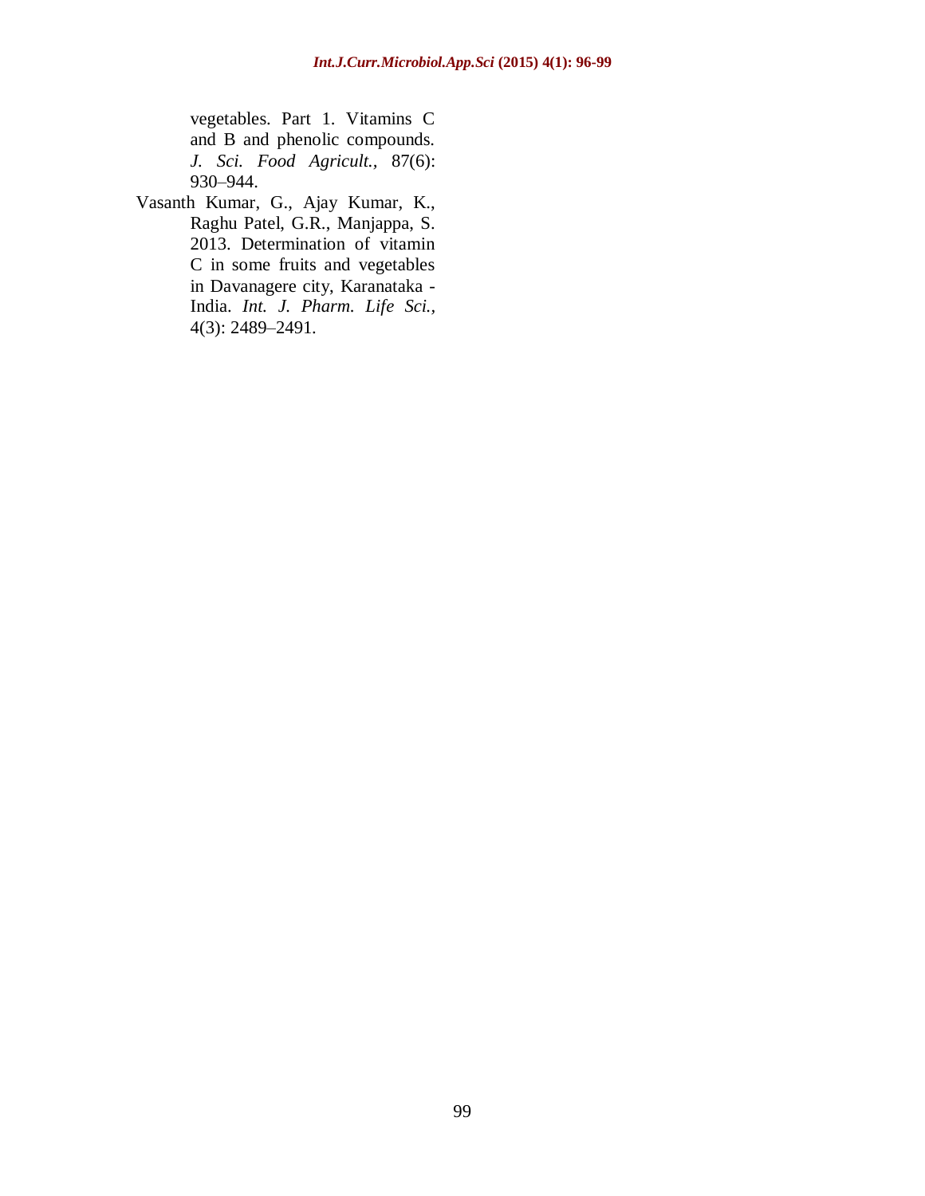vegetables. Part 1. Vitamins C and B and phenolic compounds. *J. Sci. Food Agricult.*, 87(6): 930–944.

Vasanth Kumar, G., Ajay Kumar, K., Raghu Patel, G.R., Manjappa, S. 2013. Determination of vitamin C in some fruits and vegetables in Davanagere city, Karanataka - India. *Int. J. Pharm. Life Sci.*, 4(3): 2489–2491.